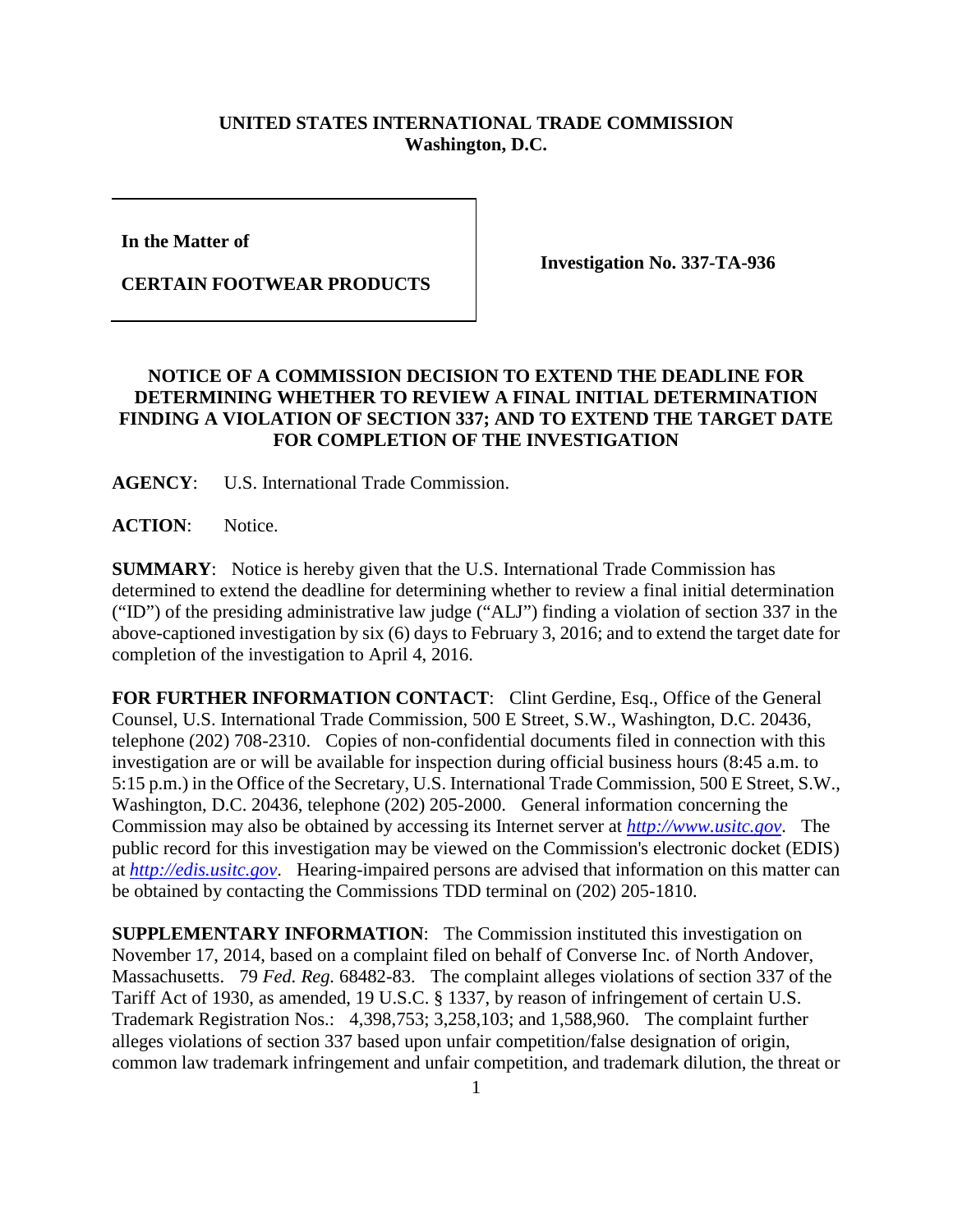**UNITED STATES INTERNATIONAL TRADE COMMISSION**
**Washington, D.C.**

| | |
|---|---|
| **In the Matter of**<br><br>**CERTAIN FOOTWEAR PRODUCTS** | **Investigation No. 337-TA-936** |

**NOTICE OF A COMMISSION DECISION TO EXTEND THE DEADLINE FOR DETERMINING WHETHER TO REVIEW A FINAL INITIAL DETERMINATION FINDING A VIOLATION OF SECTION 337; AND TO EXTEND THE TARGET DATE FOR COMPLETION OF THE INVESTIGATION**

**AGENCY**: U.S. International Trade Commission.

**ACTION**: Notice.

**SUMMARY**: Notice is hereby given that the U.S. International Trade Commission has determined to extend the deadline for determining whether to review a final initial determination ("ID") of the presiding administrative law judge ("ALJ") finding a violation of section 337 in the above-captioned investigation by six (6) days to February 3, 2016; and to extend the target date for completion of the investigation to April 4, 2016.

**FOR FURTHER INFORMATION CONTACT**: Clint Gerdine, Esq., Office of the General Counsel, U.S. International Trade Commission, 500 E Street, S.W., Washington, D.C. 20436, telephone (202) 708-2310. Copies of non-confidential documents filed in connection with this investigation are or will be available for inspection during official business hours (8:45 a.m. to 5:15 p.m.) in the Office of the Secretary, U.S. International Trade Commission, 500 E Street, S.W., Washington, D.C. 20436, telephone (202) 205-2000. General information concerning the Commission may also be obtained by accessing its Internet server at *http://www.usitc.gov*. The public record for this investigation may be viewed on the Commission's electronic docket (EDIS) at *http://edis.usitc.gov*. Hearing-impaired persons are advised that information on this matter can be obtained by contacting the Commissions TDD terminal on (202) 205-1810.

**SUPPLEMENTARY INFORMATION**: The Commission instituted this investigation on November 17, 2014, based on a complaint filed on behalf of Converse Inc. of North Andover, Massachusetts. 79 *Fed. Reg.* 68482-83. The complaint alleges violations of section 337 of the Tariff Act of 1930, as amended, 19 U.S.C. § 1337, by reason of infringement of certain U.S. Trademark Registration Nos.: 4,398,753; 3,258,103; and 1,588,960. The complaint further alleges violations of section 337 based upon unfair competition/false designation of origin, common law trademark infringement and unfair competition, and trademark dilution, the threat or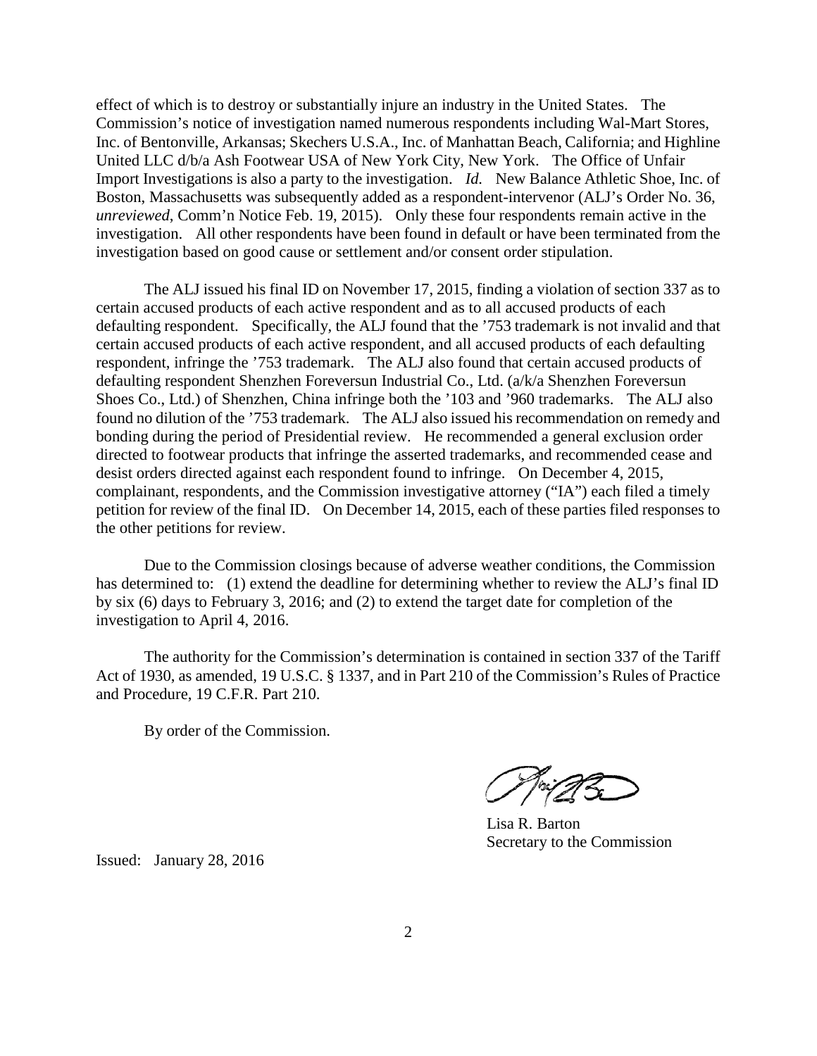effect of which is to destroy or substantially injure an industry in the United States. The Commission's notice of investigation named numerous respondents including Wal-Mart Stores, Inc. of Bentonville, Arkansas; Skechers U.S.A., Inc. of Manhattan Beach, California; and Highline United LLC d/b/a Ash Footwear USA of New York City, New York. The Office of Unfair Import Investigations is also a party to the investigation. *Id.* New Balance Athletic Shoe, Inc. of Boston, Massachusetts was subsequently added as a respondent-intervenor (ALJ's Order No. 36, *unreviewed*, Comm'n Notice Feb. 19, 2015). Only these four respondents remain active in the investigation. All other respondents have been found in default or have been terminated from the investigation based on good cause or settlement and/or consent order stipulation.

The ALJ issued his final ID on November 17, 2015, finding a violation of section 337 as to certain accused products of each active respondent and as to all accused products of each defaulting respondent. Specifically, the ALJ found that the '753 trademark is not invalid and that certain accused products of each active respondent, and all accused products of each defaulting respondent, infringe the '753 trademark. The ALJ also found that certain accused products of defaulting respondent Shenzhen Foreversun Industrial Co., Ltd. (a/k/a Shenzhen Foreversun Shoes Co., Ltd.) of Shenzhen, China infringe both the '103 and '960 trademarks. The ALJ also found no dilution of the '753 trademark. The ALJ also issued his recommendation on remedy and bonding during the period of Presidential review. He recommended a general exclusion order directed to footwear products that infringe the asserted trademarks, and recommended cease and desist orders directed against each respondent found to infringe. On December 4, 2015, complainant, respondents, and the Commission investigative attorney ("IA") each filed a timely petition for review of the final ID. On December 14, 2015, each of these parties filed responses to the other petitions for review.

Due to the Commission closings because of adverse weather conditions, the Commission has determined to: (1) extend the deadline for determining whether to review the ALJ's final ID by six (6) days to February 3, 2016; and (2) to extend the target date for completion of the investigation to April 4, 2016.

The authority for the Commission's determination is contained in section 337 of the Tariff Act of 1930, as amended, 19 U.S.C. § 1337, and in Part 210 of the Commission's Rules of Practice and Procedure, 19 C.F.R. Part 210.

By order of the Commission.

Lisa R. Barton
Secretary to the Commission

Issued: January 28, 2016